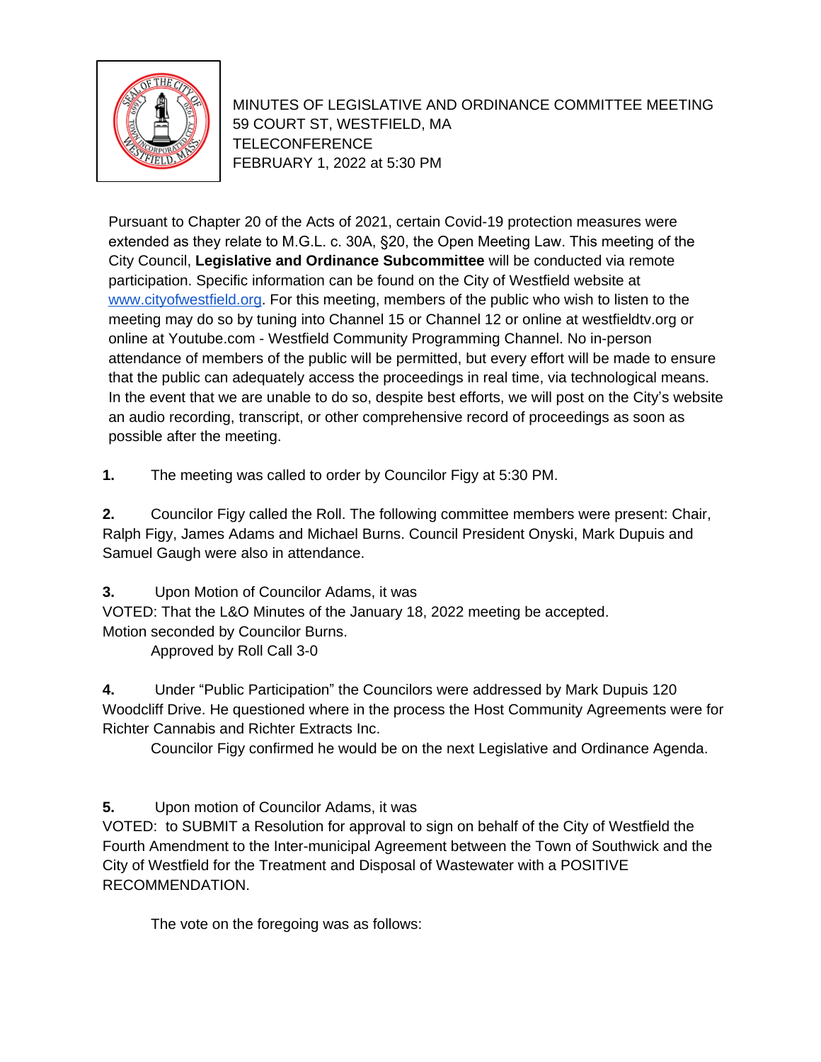MINUTES OF LEGISLATIVE AND ORDINANCE COMMITTEE MEETING
59 COURT ST, WESTFIELD, MA
TELECONFERENCE
FEBRUARY 1, 2022 at 5:30 PM

Pursuant to Chapter 20 of the Acts of 2021, certain Covid-19 protection measures were extended as they relate to M.G.L. c. 30A, §20, the Open Meeting Law. This meeting of the City Council, **Legislative and Ordinance Subcommittee** will be conducted via remote participation. Specific information can be found on the City of Westfield website at www.cityofwestfield.org. For this meeting, members of the public who wish to listen to the meeting may do so by tuning into Channel 15 or Channel 12 or online at westfieldtv.org or online at Youtube.com - Westfield Community Programming Channel. No in-person attendance of members of the public will be permitted, but every effort will be made to ensure that the public can adequately access the proceedings in real time, via technological means. In the event that we are unable to do so, despite best efforts, we will post on the City's website an audio recording, transcript, or other comprehensive record of proceedings as soon as possible after the meeting.

**1.** The meeting was called to order by Councilor Figy at 5:30 PM.

**2.** Councilor Figy called the Roll. The following committee members were present: Chair, Ralph Figy, James Adams and Michael Burns. Council President Onyski, Mark Dupuis and Samuel Gaugh were also in attendance.

**3.** Upon Motion of Councilor Adams, it was
VOTED: That the L&O Minutes of the January 18, 2022 meeting be accepted.
Motion seconded by Councilor Burns.
Approved by Roll Call 3-0

**4.** Under "Public Participation" the Councilors were addressed by Mark Dupuis 120 Woodcliff Drive. He questioned where in the process the Host Community Agreements were for Richter Cannabis and Richter Extracts Inc.
Councilor Figy confirmed he would be on the next Legislative and Ordinance Agenda.

**5.** Upon motion of Councilor Adams, it was
VOTED: to SUBMIT a Resolution for approval to sign on behalf of the City of Westfield the Fourth Amendment to the Inter-municipal Agreement between the Town of Southwick and the City of Westfield for the Treatment and Disposal of Wastewater with a POSITIVE RECOMMENDATION.

The vote on the foregoing was as follows: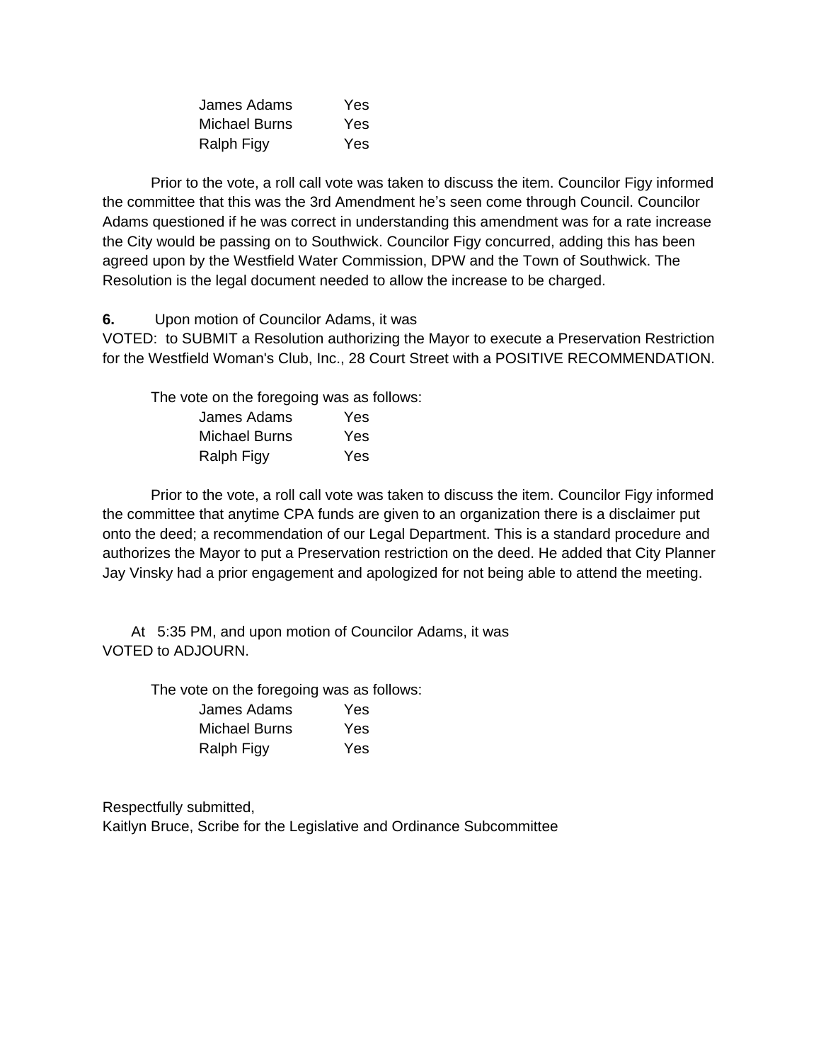| | |
|---|---|
| James Adams | Yes |
| Michael Burns | Yes |
| Ralph Figy | Yes |

Prior to the vote, a roll call vote was taken to discuss the item. Councilor Figy informed the committee that this was the 3rd Amendment he's seen come through Council. Councilor Adams questioned if he was correct in understanding this amendment was for a rate increase the City would be passing on to Southwick. Councilor Figy concurred, adding this has been agreed upon by the Westfield Water Commission, DPW and the Town of Southwick. The Resolution is the legal document needed to allow the increase to be charged.

**6.** Upon motion of Councilor Adams, it was
VOTED: to SUBMIT a Resolution authorizing the Mayor to execute a Preservation Restriction for the Westfield Woman's Club, Inc., 28 Court Street with a POSITIVE RECOMMENDATION.

The vote on the foregoing was as follows:

| | |
|---|---|
| James Adams | Yes |
| Michael Burns | Yes |
| Ralph Figy | Yes |

Prior to the vote, a roll call vote was taken to discuss the item. Councilor Figy informed the committee that anytime CPA funds are given to an organization there is a disclaimer put onto the deed; a recommendation of our Legal Department. This is a standard procedure and authorizes the Mayor to put a Preservation restriction on the deed. He added that City Planner Jay Vinsky had a prior engagement and apologized for not being able to attend the meeting.

At 5:35 PM, and upon motion of Councilor Adams, it was
VOTED to ADJOURN.

The vote on the foregoing was as follows:

| | |
|---|---|
| James Adams | Yes |
| Michael Burns | Yes |
| Ralph Figy | Yes |

Respectfully submitted,
Kaitlyn Bruce, Scribe for the Legislative and Ordinance Subcommittee